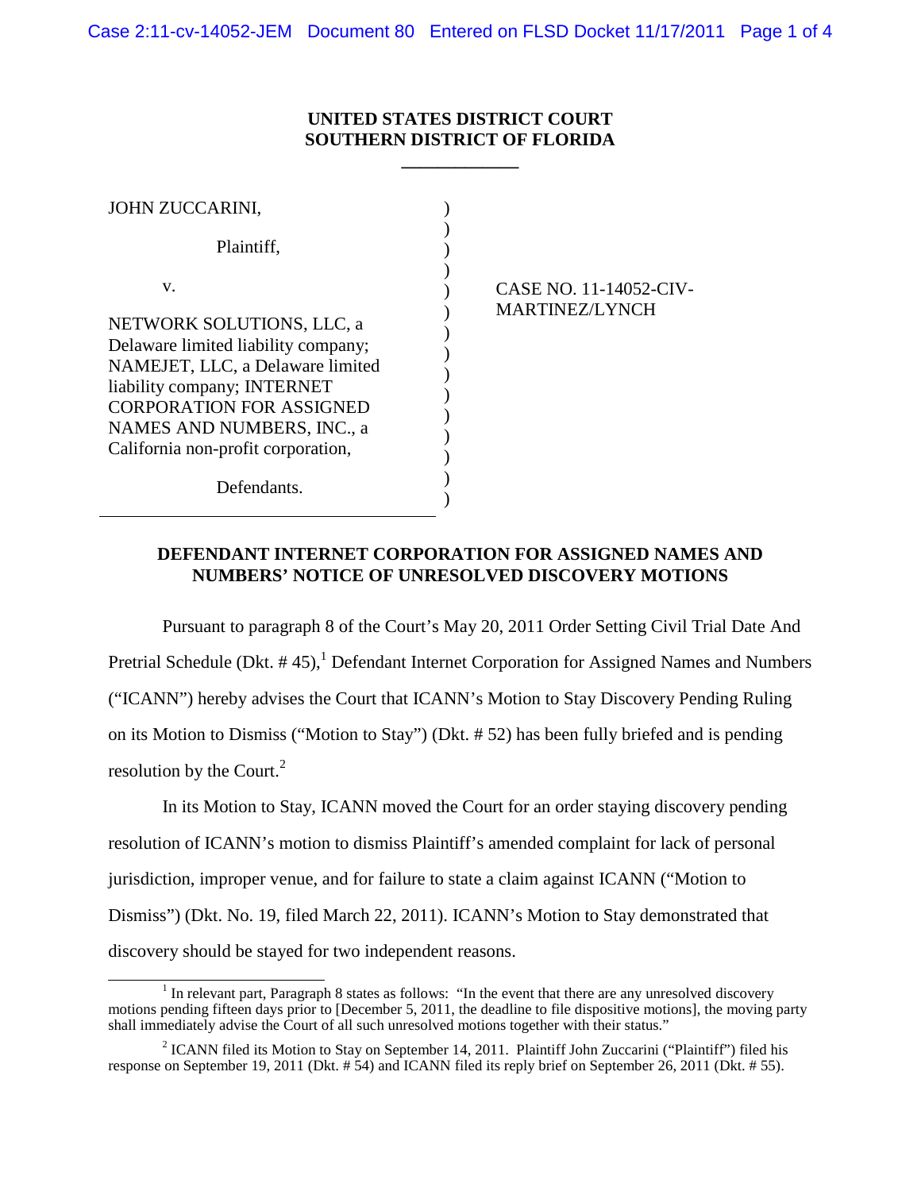**UNITED STATES DISTRICT COURT**
**SOUTHERN DISTRICT OF FLORIDA**

---

| | |
|---|---|
| JOHN ZUCCARINI,<br><br>Plaintiff,<br><br>v.<br><br>NETWORK SOLUTIONS, LLC, a Delaware limited liability company; NAMEJET, LLC, a Delaware limited liability company; INTERNET CORPORATION FOR ASSIGNED NAMES AND NUMBERS, INC., a California non-profit corporation,<br><br>Defendants. | CASE NO. 11-14052-CIV-MARTINEZ/LYNCH |

## DEFENDANT INTERNET CORPORATION FOR ASSIGNED NAMES AND NUMBERS' NOTICE OF UNRESOLVED DISCOVERY MOTIONS

Pursuant to paragraph 8 of the Court's May 20, 2011 Order Setting Civil Trial Date And Pretrial Schedule (Dkt. # 45),[1] Defendant Internet Corporation for Assigned Names and Numbers ("ICANN") hereby advises the Court that ICANN's Motion to Stay Discovery Pending Ruling on its Motion to Dismiss ("Motion to Stay") (Dkt. # 52) has been fully briefed and is pending resolution by the Court.[2]

In its Motion to Stay, ICANN moved the Court for an order staying discovery pending resolution of ICANN's motion to dismiss Plaintiff's amended complaint for lack of personal jurisdiction, improper venue, and for failure to state a claim against ICANN ("Motion to Dismiss") (Dkt. No. 19, filed March 22, 2011). ICANN's Motion to Stay demonstrated that discovery should be stayed for two independent reasons.

---

[1] In relevant part, Paragraph 8 states as follows: "In the event that there are any unresolved discovery motions pending fifteen days prior to [December 5, 2011, the deadline to file dispositive motions], the moving party shall immediately advise the Court of all such unresolved motions together with their status."

[2] ICANN filed its Motion to Stay on September 14, 2011. Plaintiff John Zuccarini ("Plaintiff") filed his response on September 19, 2011 (Dkt. # 54) and ICANN filed its reply brief on September 26, 2011 (Dkt. # 55).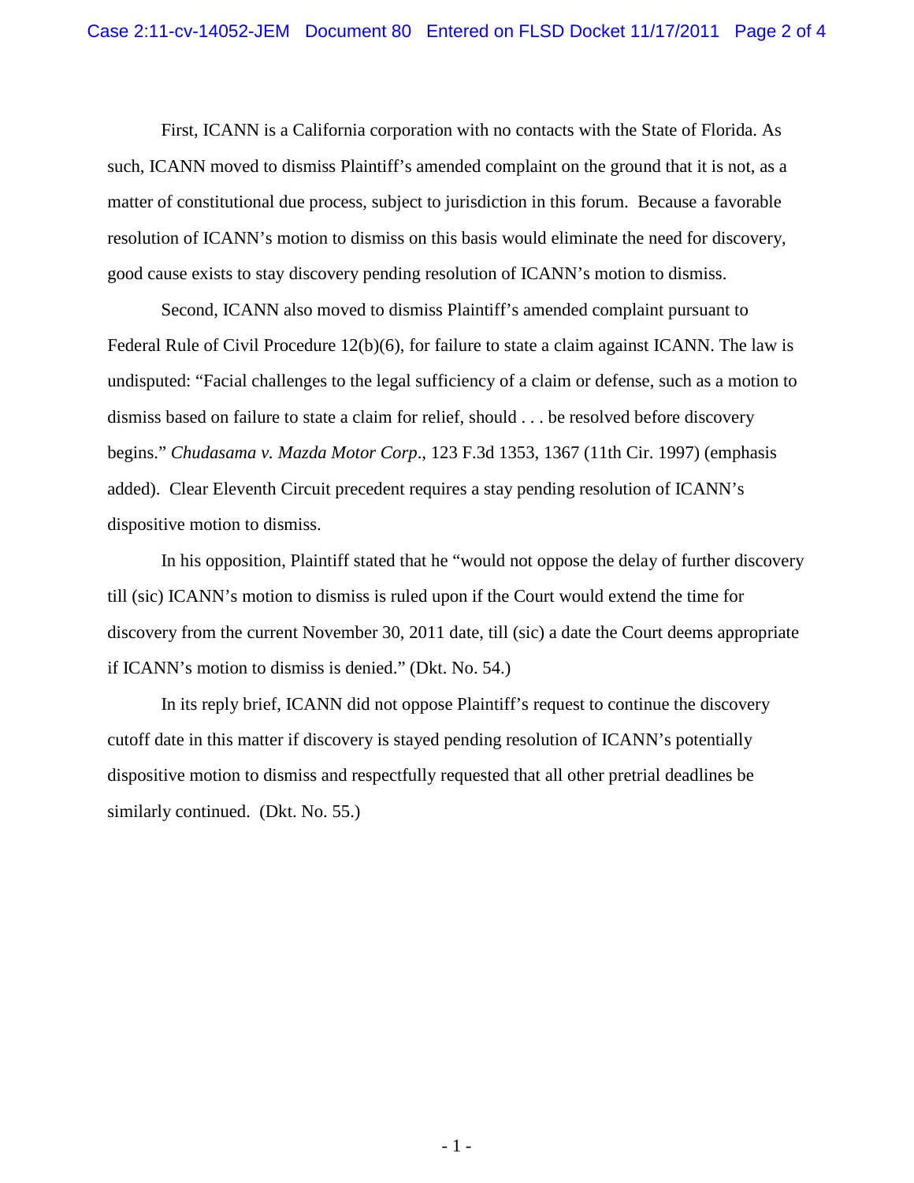First, ICANN is a California corporation with no contacts with the State of Florida. As such, ICANN moved to dismiss Plaintiff's amended complaint on the ground that it is not, as a matter of constitutional due process, subject to jurisdiction in this forum. Because a favorable resolution of ICANN's motion to dismiss on this basis would eliminate the need for discovery, good cause exists to stay discovery pending resolution of ICANN's motion to dismiss.

Second, ICANN also moved to dismiss Plaintiff's amended complaint pursuant to Federal Rule of Civil Procedure 12(b)(6), for failure to state a claim against ICANN. The law is undisputed: "Facial challenges to the legal sufficiency of a claim or defense, such as a motion to dismiss based on failure to state a claim for relief, should . . . be resolved before discovery begins." *Chudasama v. Mazda Motor Corp*., 123 F.3d 1353, 1367 (11th Cir. 1997) (emphasis added). Clear Eleventh Circuit precedent requires a stay pending resolution of ICANN's dispositive motion to dismiss.

In his opposition, Plaintiff stated that he "would not oppose the delay of further discovery till (sic) ICANN's motion to dismiss is ruled upon if the Court would extend the time for discovery from the current November 30, 2011 date, till (sic) a date the Court deems appropriate if ICANN's motion to dismiss is denied." (Dkt. No. 54.)

In its reply brief, ICANN did not oppose Plaintiff's request to continue the discovery cutoff date in this matter if discovery is stayed pending resolution of ICANN's potentially dispositive motion to dismiss and respectfully requested that all other pretrial deadlines be similarly continued. (Dkt. No. 55.)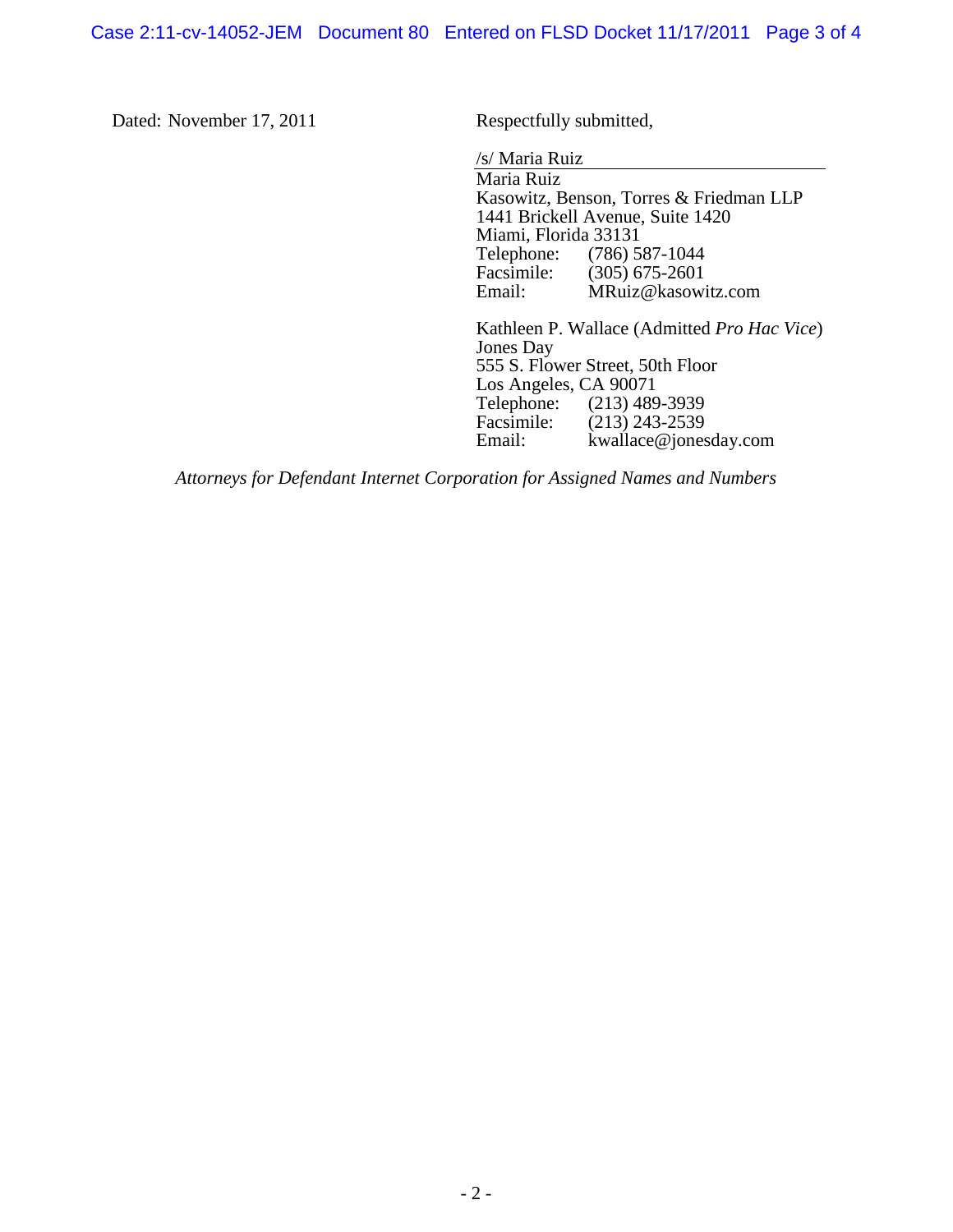Dated: November 17, 2011

Respectfully submitted,

/s/ Maria Ruiz
Maria Ruiz
Kasowitz, Benson, Torres & Friedman LLP
1441 Brickell Avenue, Suite 1420
Miami, Florida 33131
Telephone: (786) 587-1044
Facsimile: (305) 675-2601
Email: MRuiz@kasowitz.com

Kathleen P. Wallace (Admitted *Pro Hac Vice*)
Jones Day
555 S. Flower Street, 50th Floor
Los Angeles, CA 90071
Telephone: (213) 489-3939
Facsimile: (213) 243-2539
Email: kwallace@jonesday.com

*Attorneys for Defendant Internet Corporation for Assigned Names and Numbers*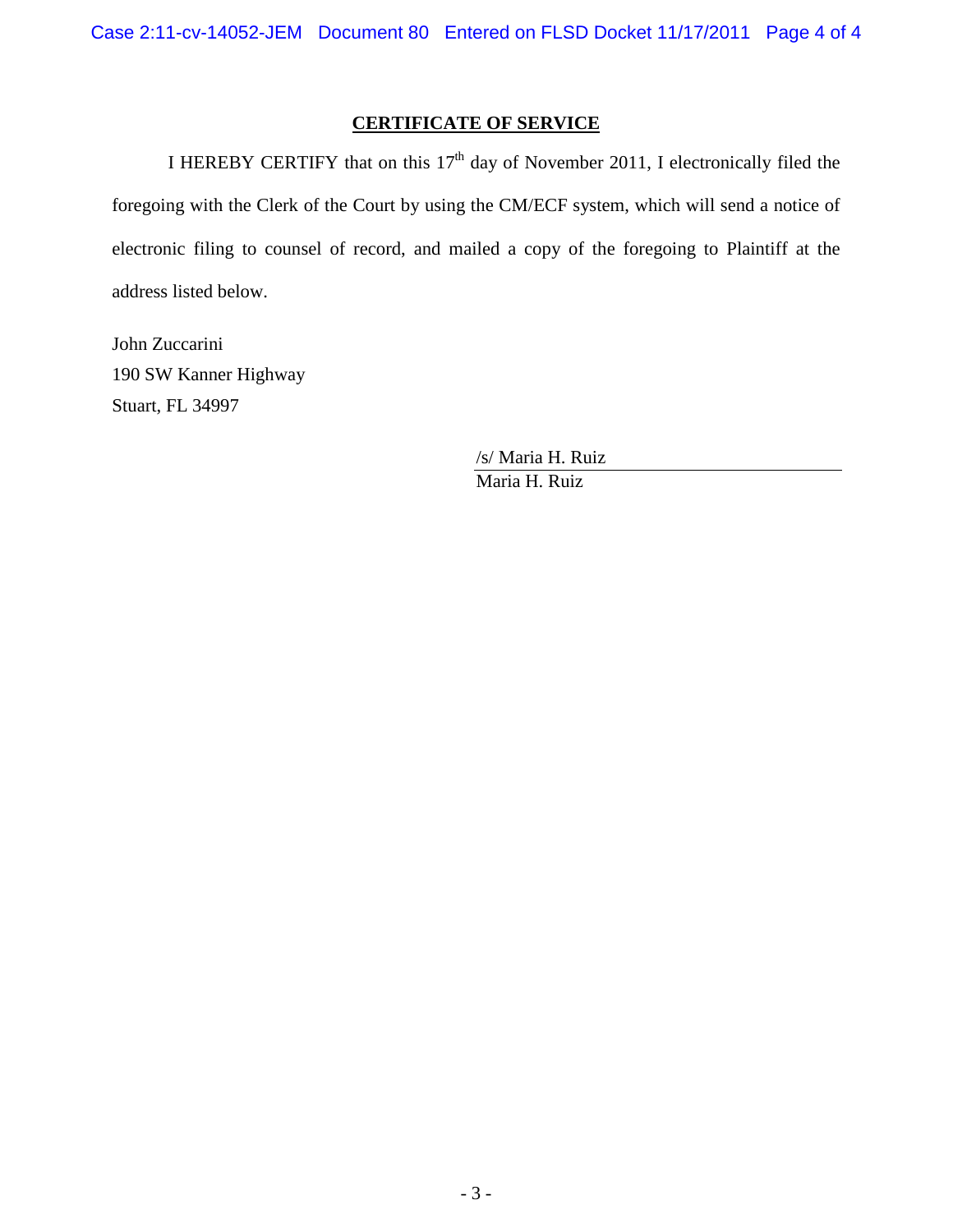## CERTIFICATE OF SERVICE

I HEREBY CERTIFY that on this 17th day of November 2011, I electronically filed the foregoing with the Clerk of the Court by using the CM/ECF system, which will send a notice of electronic filing to counsel of record, and mailed a copy of the foregoing to Plaintiff at the address listed below.

John Zuccarini
190 SW Kanner Highway
Stuart, FL 34997

/s/ Maria H. Ruiz
Maria H. Ruiz